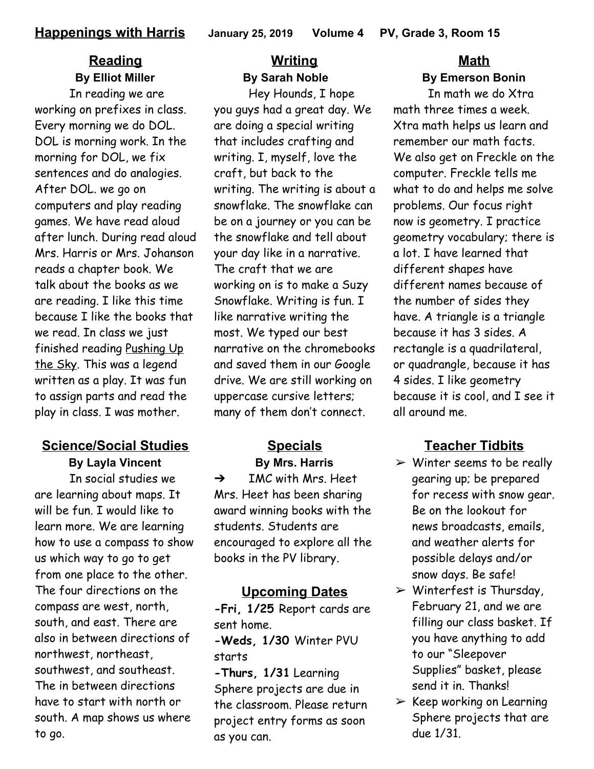# Happenings with Harris

**January 25, 2019 Volume 4 PV, Grade 3, Room 15**

## Reading

**By Elliot Miller**

In reading we are working on prefixes in class. Every morning we do DOL. DOL is morning work. In the morning for DOL, we fix sentences and do analogies. After DOL. we go on computers and play reading games. We have read aloud after lunch. During read aloud Mrs. Harris or Mrs. Johanson reads a chapter book. We talk about the books as we are reading. I like this time because I like the books that we read. In class we just finished reading Pushing Up the Sky. This was a legend written as a play. It was fun to assign parts and read the play in class. I was mother.

## Writing

**By Sarah Noble**

Hey Hounds, I hope you guys had a great day. We are doing a special writing that includes crafting and writing. I, myself, love the craft, but back to the writing. The writing is about a snowflake. The snowflake can be on a journey or you can be the snowflake and tell about your day like in a narrative. The craft that we are working on is to make a Suzy Snowflake. Writing is fun. I like narrative writing the most. We typed our best narrative on the chromebooks and saved them in our Google drive. We are still working on uppercase cursive letters; many of them don't connect.

## Math

**By Emerson Bonin**

In math we do Xtra math three times a week. Xtra math helps us learn and remember our math facts. We also get on Freckle on the computer. Freckle tells me what to do and helps me solve problems. Our focus right now is geometry. I practice geometry vocabulary; there is a lot. I have learned that different shapes have different names because of the number of sides they have. A triangle is a triangle because it has 3 sides. A rectangle is a quadrilateral, or quadrangle, because it has 4 sides. I like geometry because it is cool, and I see it all around me.

## Science/Social Studies

**By Layla Vincent**

In social studies we are learning about maps. It will be fun. I would like to learn more. We are learning how to use a compass to show us which way to go to get from one place to the other. The four directions on the compass are west, north, south, and east. There are also in between directions of northwest, northeast, southwest, and southeast. The in between directions have to start with north or south. A map shows us where to go.

## Specials

**By Mrs. Harris**

- IMC with Mrs. Heet

Mrs. Heet has been sharing award winning books with the students. Students are encouraged to explore all the books in the PV library.

## Upcoming Dates

**-Fri, 1/25** Report cards are sent home.

**-Weds, 1/30** Winter PVU starts

**-Thurs, 1/31** Learning Sphere projects are due in the classroom. Please return project entry forms as soon as you can.

## Teacher Tidbits

- Winter seems to be really gearing up; be prepared for recess with snow gear. Be on the lookout for news broadcasts, emails, and weather alerts for possible delays and/or snow days. Be safe!
- Winterfest is Thursday, February 21, and we are filling our class basket. If you have anything to add to our "Sleepover Supplies" basket, please send it in. Thanks!
- Keep working on Learning Sphere projects that are due 1/31.